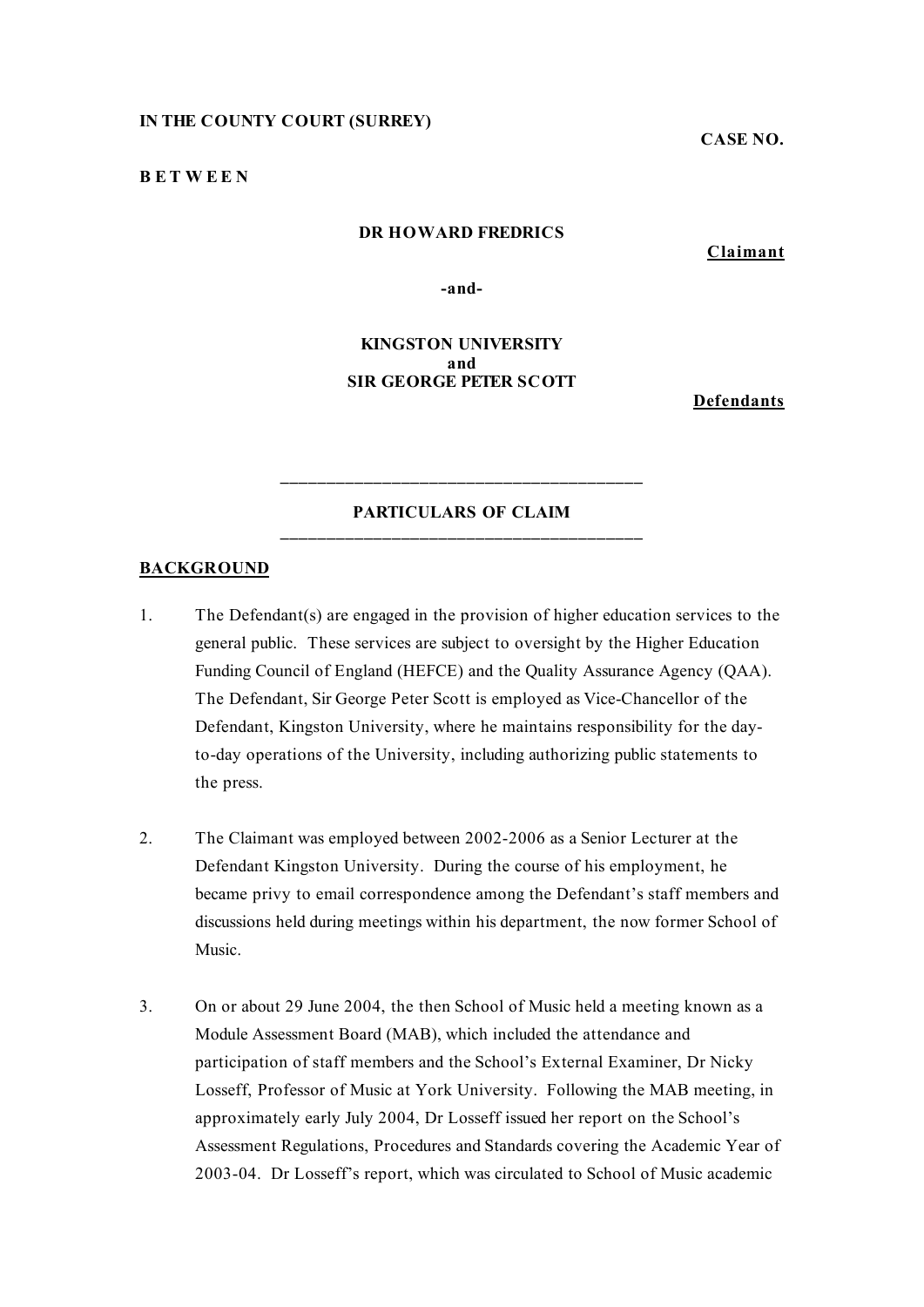**IN THE COUNTY COURT (SURREY)**

**CASE NO.**

**B E T W E E N**

**DR HOWARD FREDRICS**

**Claimant**

**-and-**

**KINGSTON UNIVERSITY**
**and**
**SIR GEORGE PETER SCOTT**

**Defendants**

---

**PARTICULARS OF CLAIM**

---

**BACKGROUND**

1. The Defendant(s) are engaged in the provision of higher education services to the general public. These services are subject to oversight by the Higher Education Funding Council of England (HEFCE) and the Quality Assurance Agency (QAA). The Defendant, Sir George Peter Scott is employed as Vice-Chancellor of the Defendant, Kingston University, where he maintains responsibility for the day-to-day operations of the University, including authorizing public statements to the press.

2. The Claimant was employed between 2002-2006 as a Senior Lecturer at the Defendant Kingston University. During the course of his employment, he became privy to email correspondence among the Defendant's staff members and discussions held during meetings within his department, the now former School of Music.

3. On or about 29 June 2004, the then School of Music held a meeting known as a Module Assessment Board (MAB), which included the attendance and participation of staff members and the School's External Examiner, Dr Nicky Losseff, Professor of Music at York University. Following the MAB meeting, in approximately early July 2004, Dr Losseff issued her report on the School's Assessment Regulations, Procedures and Standards covering the Academic Year of 2003-04. Dr Losseff's report, which was circulated to School of Music academic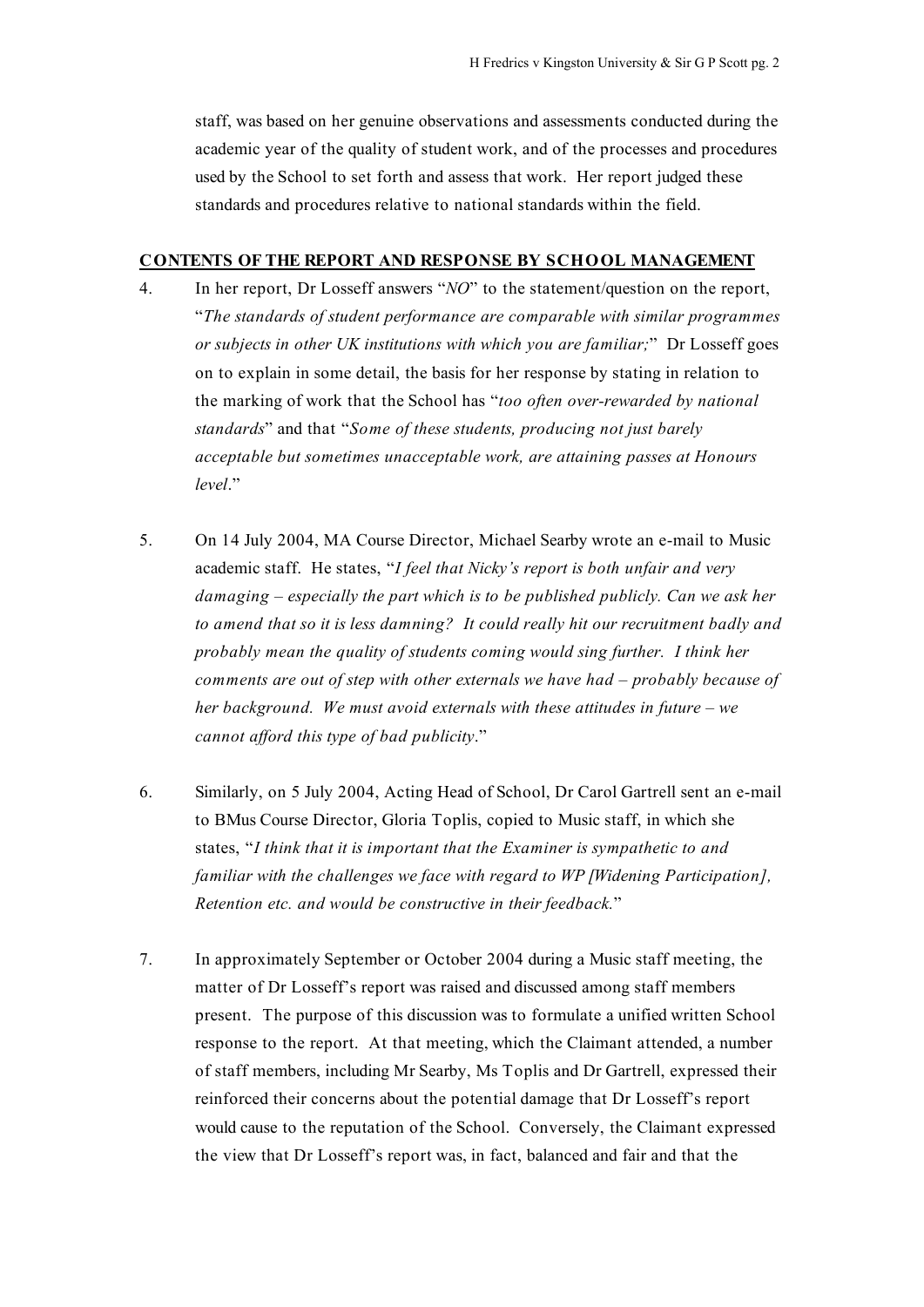staff, was based on her genuine observations and assessments conducted during the academic year of the quality of student work, and of the processes and procedures used by the School to set forth and assess that work. Her report judged these standards and procedures relative to national standards within the field.

## **CONTENTS OF THE REPORT AND RESPONSE BY SCHOOL MANAGEMENT**

4. In her report, Dr Losseff answers "*NO*" to the statement/question on the report, "*The standards of student performance are comparable with similar programmes or subjects in other UK institutions with which you are familiar;*" Dr Losseff goes on to explain in some detail, the basis for her response by stating in relation to the marking of work that the School has "*too often over-rewarded by national standards*" and that "*Some of these students, producing not just barely acceptable but sometimes unacceptable work, are attaining passes at Honours level*."

5. On 14 July 2004, MA Course Director, Michael Searby wrote an e-mail to Music academic staff. He states, "*I feel that Nicky's report is both unfair and very damaging – especially the part which is to be published publicly. Can we ask her to amend that so it is less damning? It could really hit our recruitment badly and probably mean the quality of students coming would sing further. I think her comments are out of step with other externals we have had – probably because of her background. We must avoid externals with these attitudes in future – we cannot afford this type of bad publicity*."

6. Similarly, on 5 July 2004, Acting Head of School, Dr Carol Gartrell sent an e-mail to BMus Course Director, Gloria Toplis, copied to Music staff, in which she states, "*I think that it is important that the Examiner is sympathetic to and familiar with the challenges we face with regard to WP [Widening Participation], Retention etc. and would be constructive in their feedback.*"

7. In approximately September or October 2004 during a Music staff meeting, the matter of Dr Losseff's report was raised and discussed among staff members present. The purpose of this discussion was to formulate a unified written School response to the report. At that meeting, which the Claimant attended, a number of staff members, including Mr Searby, Ms Toplis and Dr Gartrell, expressed their reinforced their concerns about the potential damage that Dr Losseff's report would cause to the reputation of the School. Conversely, the Claimant expressed the view that Dr Losseff's report was, in fact, balanced and fair and that the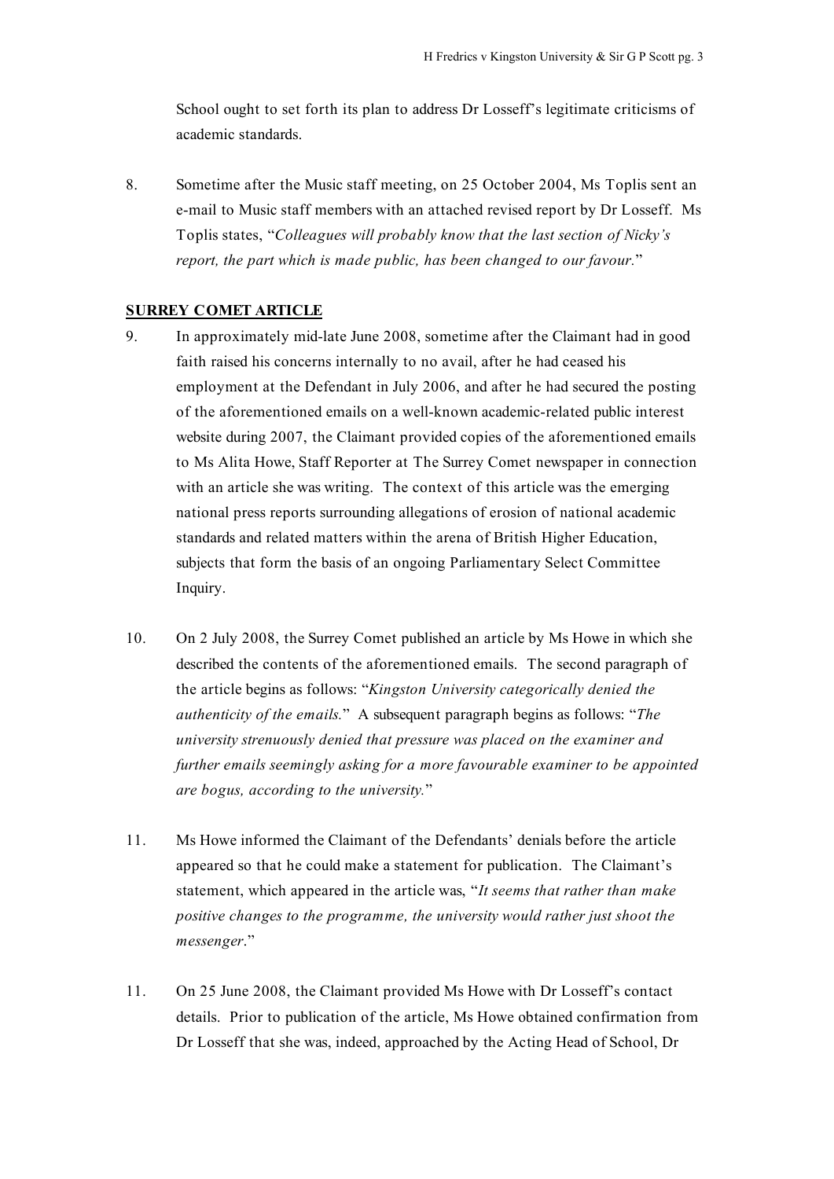School ought to set forth its plan to address Dr Losseff's legitimate criticisms of academic standards.

8. Sometime after the Music staff meeting, on 25 October 2004, Ms Toplis sent an e-mail to Music staff members with an attached revised report by Dr Losseff. Ms Toplis states, "*Colleagues will probably know that the last section of Nicky's report, the part which is made public, has been changed to our favour.*"

**SURREY COMET ARTICLE**

9. In approximately mid-late June 2008, sometime after the Claimant had in good faith raised his concerns internally to no avail, after he had ceased his employment at the Defendant in July 2006, and after he had secured the posting of the aforementioned emails on a well-known academic-related public interest website during 2007, the Claimant provided copies of the aforementioned emails to Ms Alita Howe, Staff Reporter at The Surrey Comet newspaper in connection with an article she was writing. The context of this article was the emerging national press reports surrounding allegations of erosion of national academic standards and related matters within the arena of British Higher Education, subjects that form the basis of an ongoing Parliamentary Select Committee Inquiry.

10. On 2 July 2008, the Surrey Comet published an article by Ms Howe in which she described the contents of the aforementioned emails. The second paragraph of the article begins as follows: "*Kingston University categorically denied the authenticity of the emails.*" A subsequent paragraph begins as follows: "*The university strenuously denied that pressure was placed on the examiner and further emails seemingly asking for a more favourable examiner to be appointed are bogus, according to the university.*"

11. Ms Howe informed the Claimant of the Defendants' denials before the article appeared so that he could make a statement for publication. The Claimant's statement, which appeared in the article was, "*It seems that rather than make positive changes to the programme, the university would rather just shoot the messenger.*"

11. On 25 June 2008, the Claimant provided Ms Howe with Dr Losseff's contact details. Prior to publication of the article, Ms Howe obtained confirmation from Dr Losseff that she was, indeed, approached by the Acting Head of School, Dr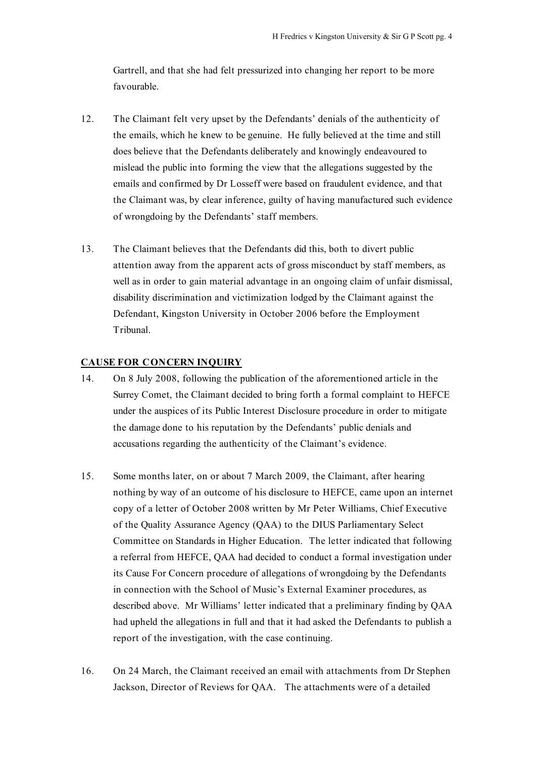Gartrell, and that she had felt pressurized into changing her report to be more favourable.

12. The Claimant felt very upset by the Defendants' denials of the authenticity of the emails, which he knew to be genuine. He fully believed at the time and still does believe that the Defendants deliberately and knowingly endeavoured to mislead the public into forming the view that the allegations suggested by the emails and confirmed by Dr Losseff were based on fraudulent evidence, and that the Claimant was, by clear inference, guilty of having manufactured such evidence of wrongdoing by the Defendants' staff members.

13. The Claimant believes that the Defendants did this, both to divert public attention away from the apparent acts of gross misconduct by staff members, as well as in order to gain material advantage in an ongoing claim of unfair dismissal, disability discrimination and victimization lodged by the Claimant against the Defendant, Kingston University in October 2006 before the Employment Tribunal.

**CAUSE FOR CONCERN INQUIRY**

14. On 8 July 2008, following the publication of the aforementioned article in the Surrey Comet, the Claimant decided to bring forth a formal complaint to HEFCE under the auspices of its Public Interest Disclosure procedure in order to mitigate the damage done to his reputation by the Defendants' public denials and accusations regarding the authenticity of the Claimant's evidence.

15. Some months later, on or about 7 March 2009, the Claimant, after hearing nothing by way of an outcome of his disclosure to HEFCE, came upon an internet copy of a letter of October 2008 written by Mr Peter Williams, Chief Executive of the Quality Assurance Agency (QAA) to the DIUS Parliamentary Select Committee on Standards in Higher Education. The letter indicated that following a referral from HEFCE, QAA had decided to conduct a formal investigation under its Cause For Concern procedure of allegations of wrongdoing by the Defendants in connection with the School of Music's External Examiner procedures, as described above. Mr Williams' letter indicated that a preliminary finding by QAA had upheld the allegations in full and that it had asked the Defendants to publish a report of the investigation, with the case continuing.

16. On 24 March, the Claimant received an email with attachments from Dr Stephen Jackson, Director of Reviews for QAA. The attachments were of a detailed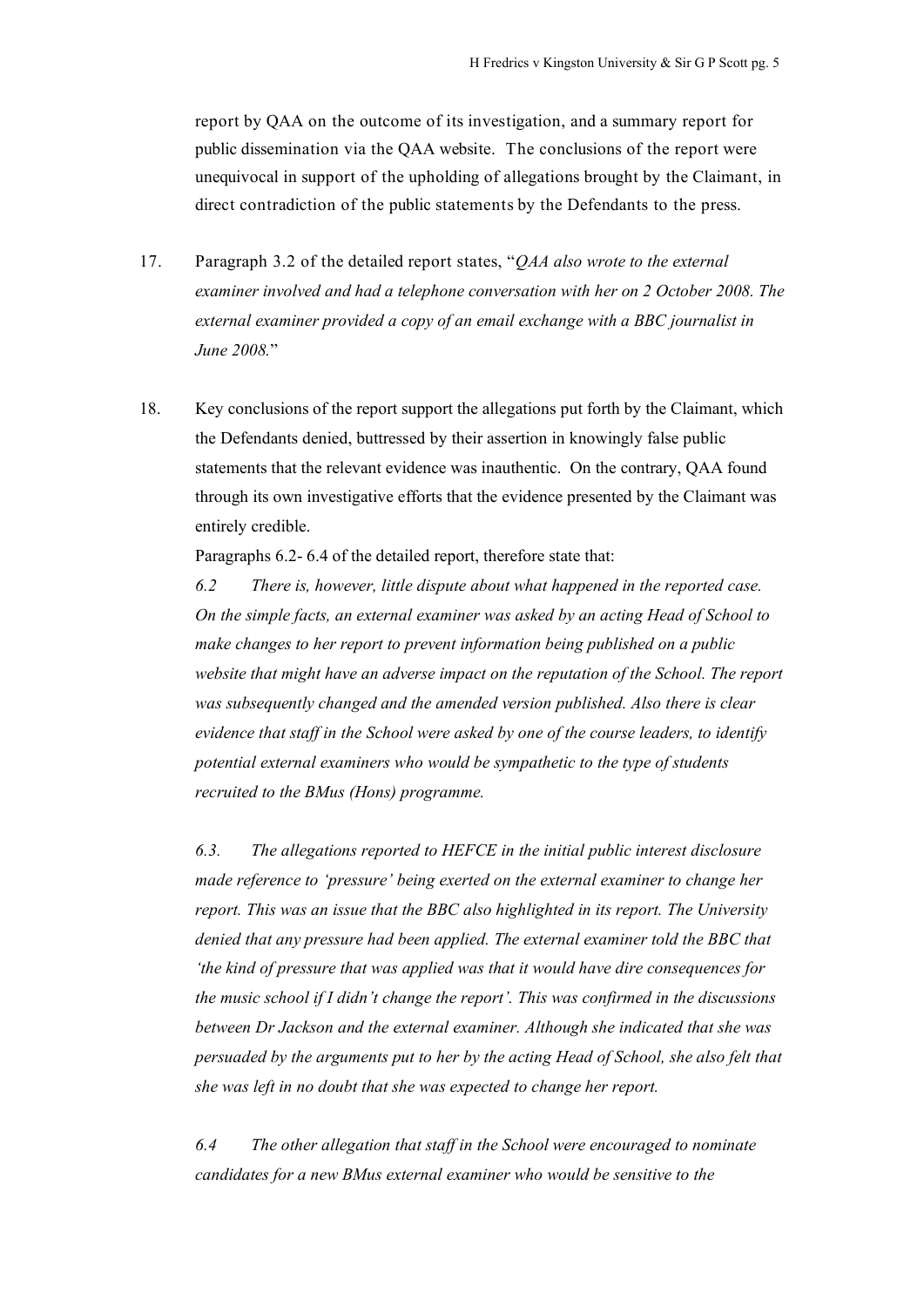report by QAA on the outcome of its investigation, and a summary report for public dissemination via the QAA website. The conclusions of the report were unequivocal in support of the upholding of allegations brought by the Claimant, in direct contradiction of the public statements by the Defendants to the press.

17. Paragraph 3.2 of the detailed report states, "*QAA also wrote to the external examiner involved and had a telephone conversation with her on 2 October 2008. The external examiner provided a copy of an email exchange with a BBC journalist in June 2008.*"

18. Key conclusions of the report support the allegations put forth by the Claimant, which the Defendants denied, buttressed by their assertion in knowingly false public statements that the relevant evidence was inauthentic. On the contrary, QAA found through its own investigative efforts that the evidence presented by the Claimant was entirely credible.

Paragraphs 6.2- 6.4 of the detailed report, therefore state that:

*6.2 There is, however, little dispute about what happened in the reported case. On the simple facts, an external examiner was asked by an acting Head of School to make changes to her report to prevent information being published on a public website that might have an adverse impact on the reputation of the School. The report was subsequently changed and the amended version published. Also there is clear evidence that staff in the School were asked by one of the course leaders, to identify potential external examiners who would be sympathetic to the type of students recruited to the BMus (Hons) programme.*

*6.3. The allegations reported to HEFCE in the initial public interest disclosure made reference to 'pressure' being exerted on the external examiner to change her report. This was an issue that the BBC also highlighted in its report. The University denied that any pressure had been applied. The external examiner told the BBC that 'the kind of pressure that was applied was that it would have dire consequences for the music school if I didn't change the report'. This was confirmed in the discussions between Dr Jackson and the external examiner. Although she indicated that she was persuaded by the arguments put to her by the acting Head of School, she also felt that she was left in no doubt that she was expected to change her report.*

*6.4 The other allegation that staff in the School were encouraged to nominate candidates for a new BMus external examiner who would be sensitive to the*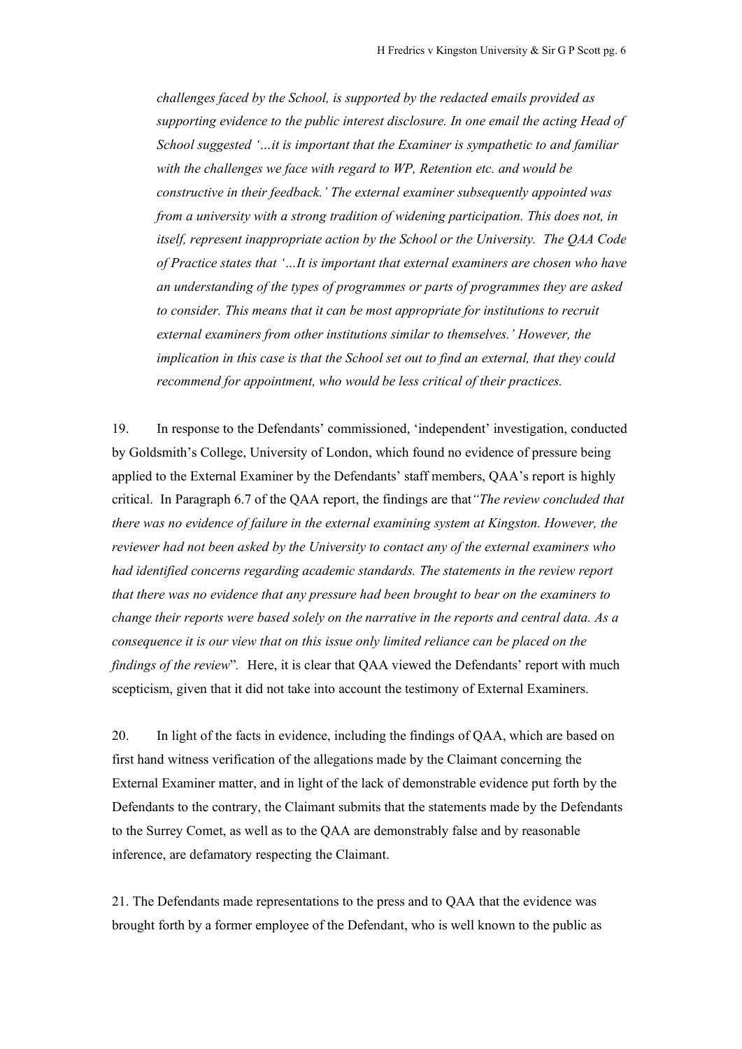*challenges faced by the School, is supported by the redacted emails provided as supporting evidence to the public interest disclosure. In one email the acting Head of School suggested '…it is important that the Examiner is sympathetic to and familiar with the challenges we face with regard to WP, Retention etc. and would be constructive in their feedback.' The external examiner subsequently appointed was from a university with a strong tradition of widening participation. This does not, in itself, represent inappropriate action by the School or the University. The QAA Code of Practice states that '…It is important that external examiners are chosen who have an understanding of the types of programmes or parts of programmes they are asked to consider. This means that it can be most appropriate for institutions to recruit external examiners from other institutions similar to themselves.' However, the implication in this case is that the School set out to find an external, that they could recommend for appointment, who would be less critical of their practices.*

19. In response to the Defendants' commissioned, 'independent' investigation, conducted by Goldsmith's College, University of London, which found no evidence of pressure being applied to the External Examiner by the Defendants' staff members, QAA's report is highly critical. In Paragraph 6.7 of the QAA report, the findings are that *"The review concluded that there was no evidence of failure in the external examining system at Kingston. However, the reviewer had not been asked by the University to contact any of the external examiners who had identified concerns regarding academic standards. The statements in the review report that there was no evidence that any pressure had been brought to bear on the examiners to change their reports were based solely on the narrative in the reports and central data. As a consequence it is our view that on this issue only limited reliance can be placed on the findings of the review*". Here, it is clear that QAA viewed the Defendants' report with much scepticism, given that it did not take into account the testimony of External Examiners.

20. In light of the facts in evidence, including the findings of QAA, which are based on first hand witness verification of the allegations made by the Claimant concerning the External Examiner matter, and in light of the lack of demonstrable evidence put forth by the Defendants to the contrary, the Claimant submits that the statements made by the Defendants to the Surrey Comet, as well as to the QAA are demonstrably false and by reasonable inference, are defamatory respecting the Claimant.

21. The Defendants made representations to the press and to QAA that the evidence was brought forth by a former employee of the Defendant, who is well known to the public as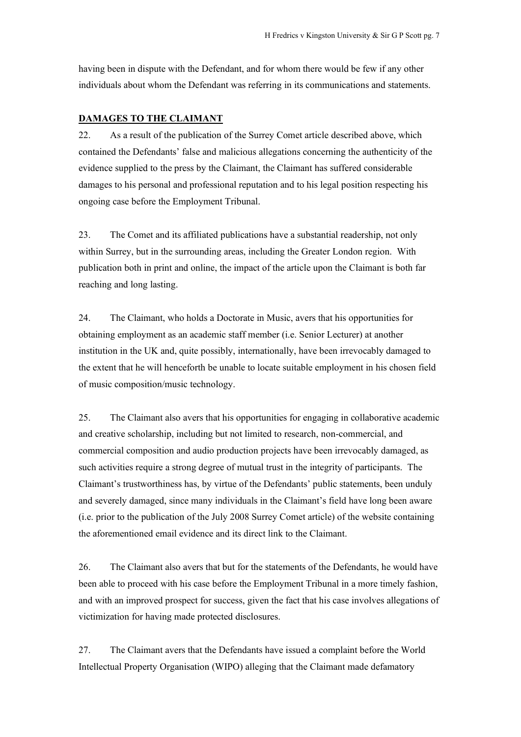having been in dispute with the Defendant, and for whom there would be few if any other individuals about whom the Defendant was referring in its communications and statements.

## DAMAGES TO THE CLAIMANT

22. As a result of the publication of the Surrey Comet article described above, which contained the Defendants' false and malicious allegations concerning the authenticity of the evidence supplied to the press by the Claimant, the Claimant has suffered considerable damages to his personal and professional reputation and to his legal position respecting his ongoing case before the Employment Tribunal.

23. The Comet and its affiliated publications have a substantial readership, not only within Surrey, but in the surrounding areas, including the Greater London region. With publication both in print and online, the impact of the article upon the Claimant is both far reaching and long lasting.

24. The Claimant, who holds a Doctorate in Music, avers that his opportunities for obtaining employment as an academic staff member (i.e. Senior Lecturer) at another institution in the UK and, quite possibly, internationally, have been irrevocably damaged to the extent that he will henceforth be unable to locate suitable employment in his chosen field of music composition/music technology.

25. The Claimant also avers that his opportunities for engaging in collaborative academic and creative scholarship, including but not limited to research, non-commercial, and commercial composition and audio production projects have been irrevocably damaged, as such activities require a strong degree of mutual trust in the integrity of participants. The Claimant's trustworthiness has, by virtue of the Defendants' public statements, been unduly and severely damaged, since many individuals in the Claimant's field have long been aware (i.e. prior to the publication of the July 2008 Surrey Comet article) of the website containing the aforementioned email evidence and its direct link to the Claimant.

26. The Claimant also avers that but for the statements of the Defendants, he would have been able to proceed with his case before the Employment Tribunal in a more timely fashion, and with an improved prospect for success, given the fact that his case involves allegations of victimization for having made protected disclosures.

27. The Claimant avers that the Defendants have issued a complaint before the World Intellectual Property Organisation (WIPO) alleging that the Claimant made defamatory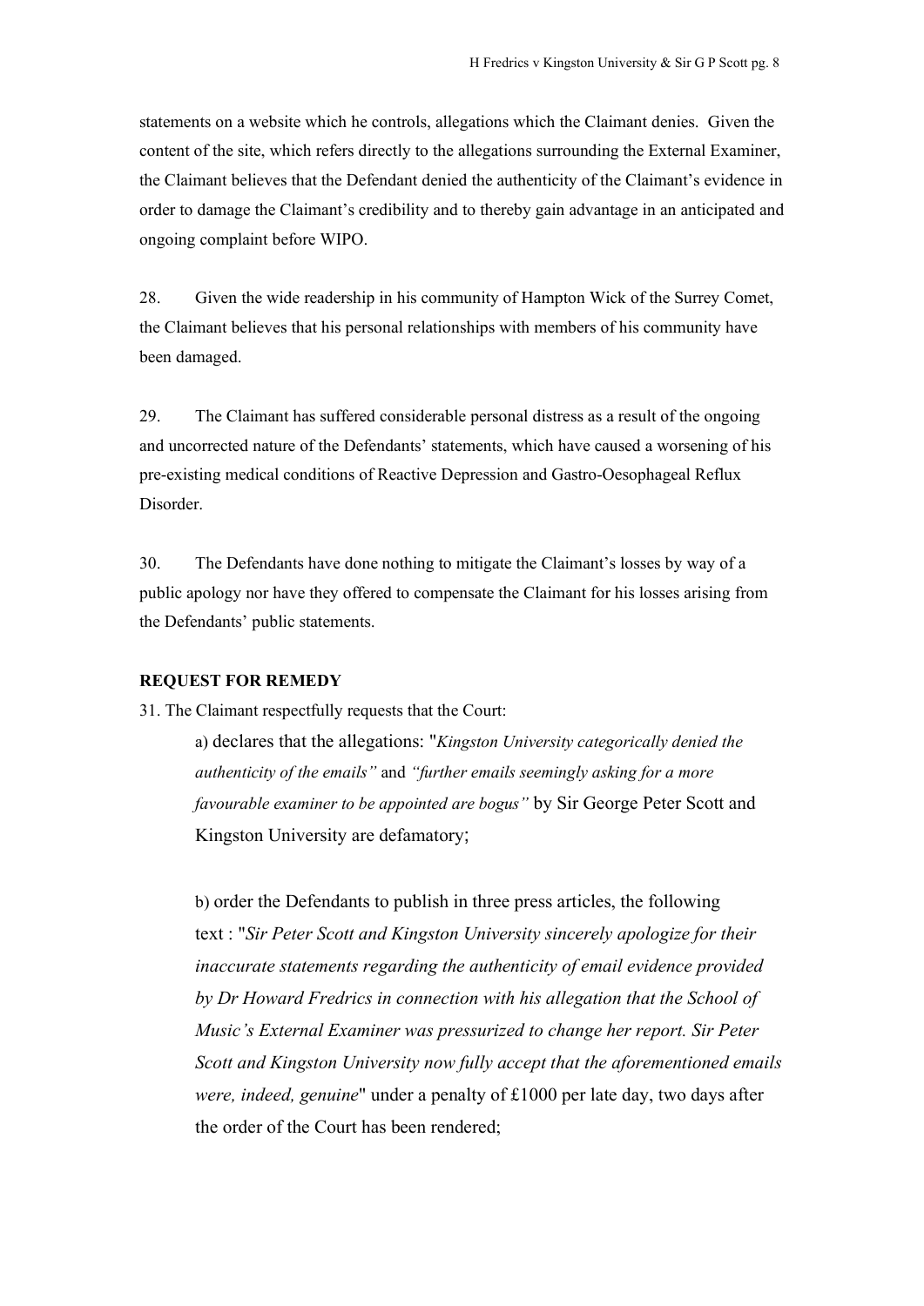statements on a website which he controls, allegations which the Claimant denies. Given the content of the site, which refers directly to the allegations surrounding the External Examiner, the Claimant believes that the Defendant denied the authenticity of the Claimant's evidence in order to damage the Claimant's credibility and to thereby gain advantage in an anticipated and ongoing complaint before WIPO.

28. Given the wide readership in his community of Hampton Wick of the Surrey Comet, the Claimant believes that his personal relationships with members of his community have been damaged.

29. The Claimant has suffered considerable personal distress as a result of the ongoing and uncorrected nature of the Defendants' statements, which have caused a worsening of his pre-existing medical conditions of Reactive Depression and Gastro-Oesophageal Reflux Disorder.

30. The Defendants have done nothing to mitigate the Claimant's losses by way of a public apology nor have they offered to compensate the Claimant for his losses arising from the Defendants' public statements.

**REQUEST FOR REMEDY**

31. The Claimant respectfully requests that the Court:

a) declares that the allegations: "*Kingston University categorically denied the authenticity of the emails"* and *"further emails seemingly asking for a more favourable examiner to be appointed are bogus"* by Sir George Peter Scott and Kingston University are defamatory;

b) order the Defendants to publish in three press articles, the following text : "*Sir Peter Scott and Kingston University sincerely apologize for their inaccurate statements regarding the authenticity of email evidence provided by Dr Howard Fredrics in connection with his allegation that the School of Music's External Examiner was pressurized to change her report. Sir Peter Scott and Kingston University now fully accept that the aforementioned emails were, indeed, genuine*" under a penalty of £1000 per late day, two days after the order of the Court has been rendered;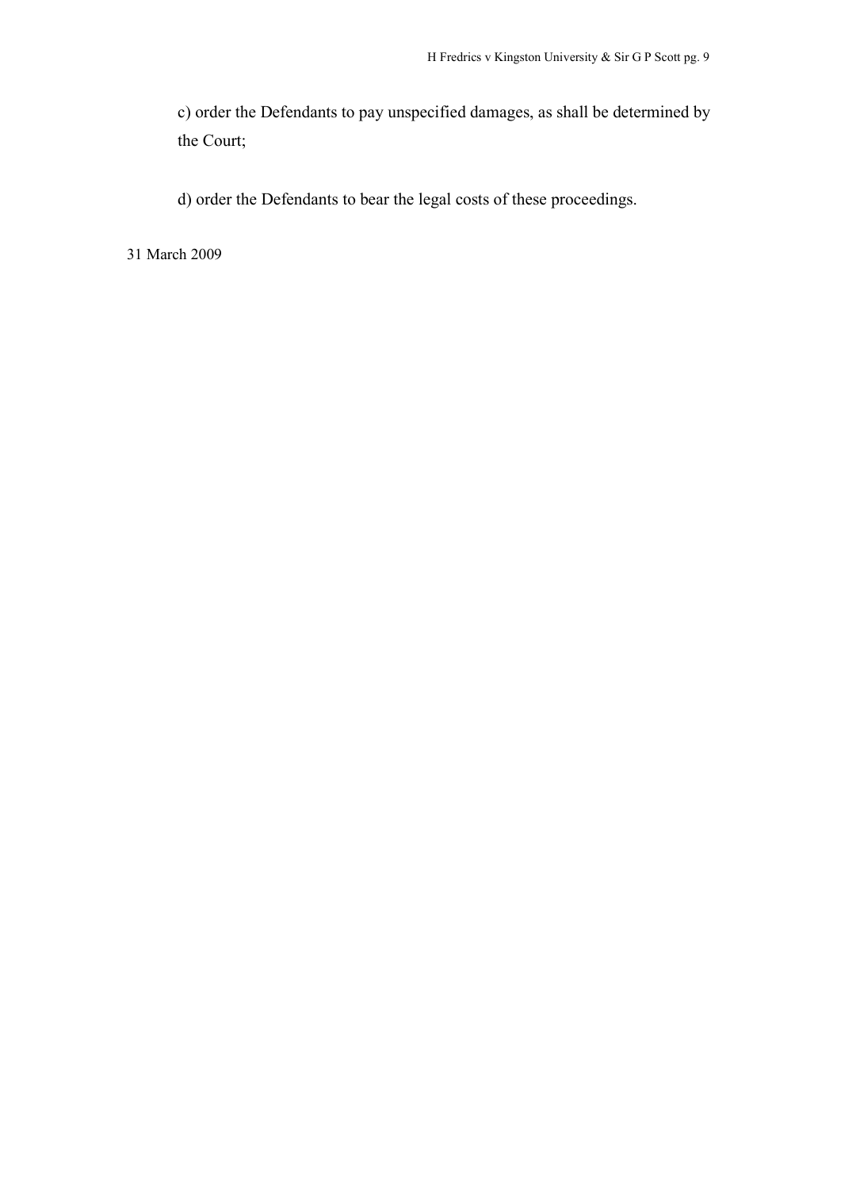c) order the Defendants to pay unspecified damages, as shall be determined by the Court;

d) order the Defendants to bear the legal costs of these proceedings.

31 March 2009